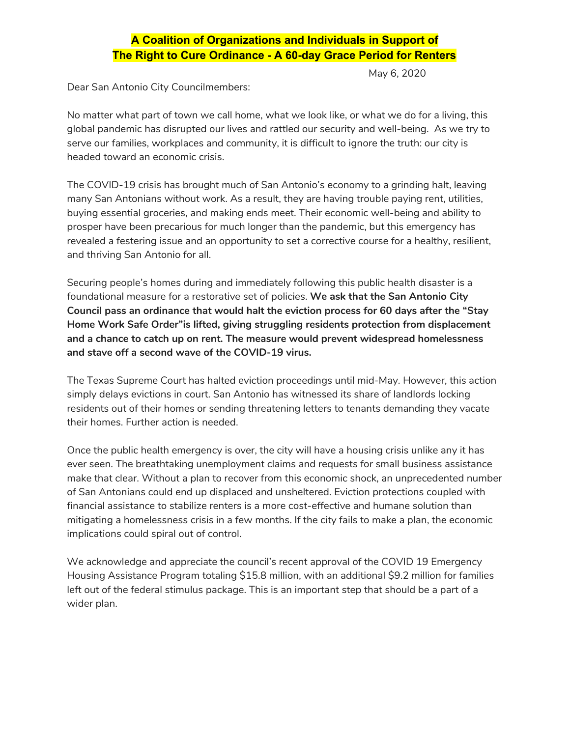# A Coalition of Organizations and Individuals in Support of The Right to Cure Ordinance - A 60-day Grace Period for Renters

May 6, 2020

Dear San Antonio City Councilmembers:

No matter what part of town we call home, what we look like, or what we do for a living, this global pandemic has disrupted our lives and rattled our security and well-being. As we try to serve our families, workplaces and community, it is difficult to ignore the truth: our city is headed toward an economic crisis.

The COVID-19 crisis has brought much of San Antonio's economy to a grinding halt, leaving many San Antonians without work. As a result, they are having trouble paying rent, utilities, buying essential groceries, and making ends meet. Their economic well-being and ability to prosper have been precarious for much longer than the pandemic, but this emergency has revealed a festering issue and an opportunity to set a corrective course for a healthy, resilient, and thriving San Antonio for all.

Securing people's homes during and immediately following this public health disaster is a foundational measure for a restorative set of policies. **We ask that the San Antonio City Council pass an ordinance that would halt the eviction process for 60 days after the "Stay Home Work Safe Order"is lifted, giving struggling residents protection from displacement and a chance to catch up on rent. The measure would prevent widespread homelessness and stave off a second wave of the COVID-19 virus.**

The Texas Supreme Court has halted eviction proceedings until mid-May. However, this action simply delays evictions in court. San Antonio has witnessed its share of landlords locking residents out of their homes or sending threatening letters to tenants demanding they vacate their homes. Further action is needed.

Once the public health emergency is over, the city will have a housing crisis unlike any it has ever seen. The breathtaking unemployment claims and requests for small business assistance make that clear. Without a plan to recover from this economic shock, an unprecedented number of San Antonians could end up displaced and unsheltered. Eviction protections coupled with financial assistance to stabilize renters is a more cost-effective and humane solution than mitigating a homelessness crisis in a few months. If the city fails to make a plan, the economic implications could spiral out of control.

We acknowledge and appreciate the council's recent approval of the COVID 19 Emergency Housing Assistance Program totaling $15.8 million, with an additional $9.2 million for families left out of the federal stimulus package. This is an important step that should be a part of a wider plan.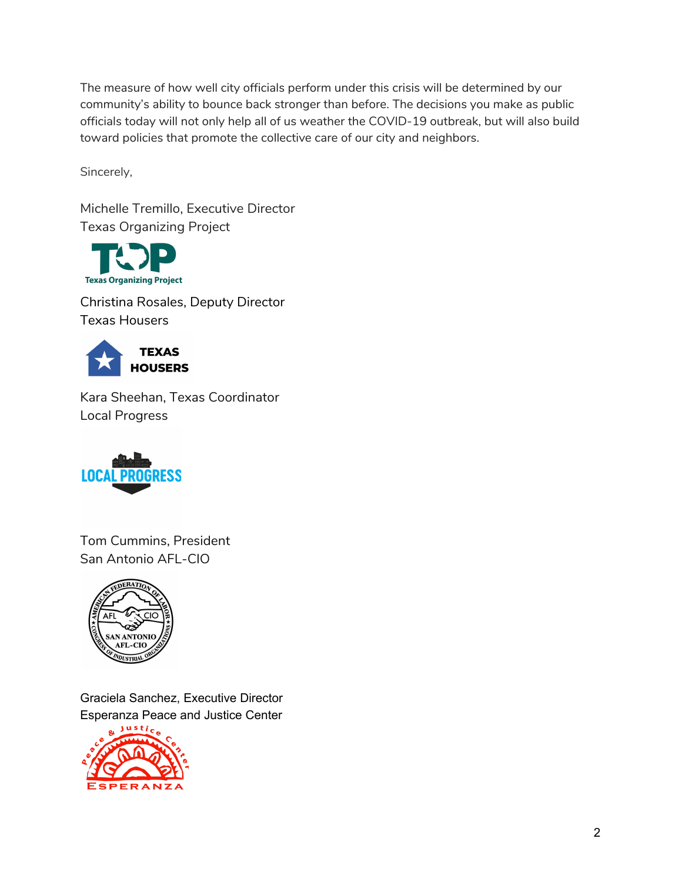The measure of how well city officials perform under this crisis will be determined by our community's ability to bounce back stronger than before. The decisions you make as public officials today will not only help all of us weather the COVID-19 outbreak, but will also build toward policies that promote the collective care of our city and neighbors.

Sincerely,

Michelle Tremillo, Executive Director
Texas Organizing Project

Christina Rosales, Deputy Director
Texas Housers

Kara Sheehan, Texas Coordinator
Local Progress

Tom Cummins, President
San Antonio AFL-CIO

Graciela Sanchez, Executive Director
Esperanza Peace and Justice Center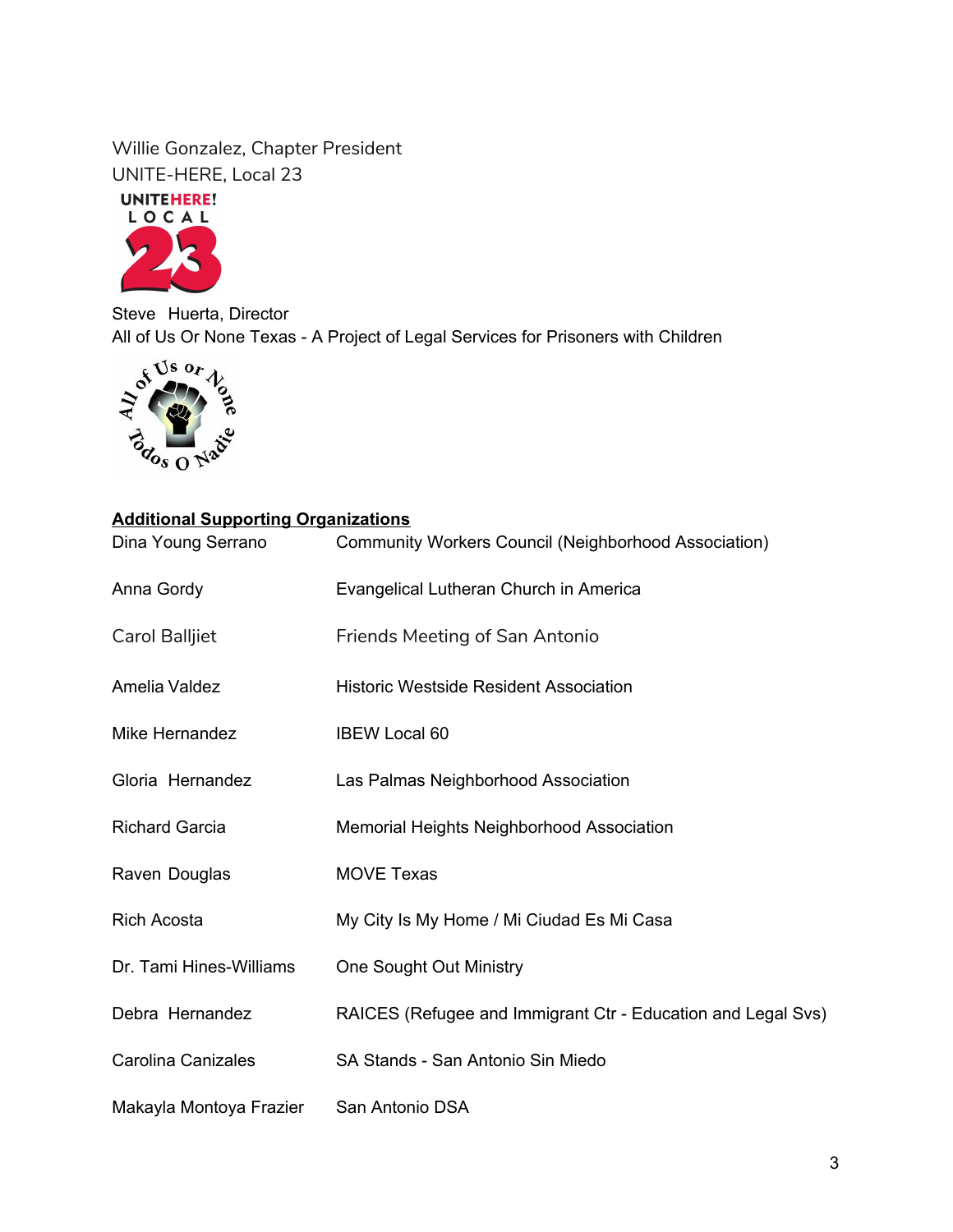Willie Gonzalez, Chapter President
UNITE-HERE, Local 23

Steve Huerta, Director
All of Us Or None Texas - A Project of Legal Services for Prisoners with Children

**Additional Supporting Organizations**

| | |
|---|---|
| Dina Young Serrano | Community Workers Council (Neighborhood Association) |
| Anna Gordy | Evangelical Lutheran Church in America |
| Carol Balljiet | Friends Meeting of San Antonio |
| Amelia Valdez | Historic Westside Resident Association |
| Mike Hernandez | IBEW Local 60 |
| Gloria Hernandez | Las Palmas Neighborhood Association |
| Richard Garcia | Memorial Heights Neighborhood Association |
| Raven Douglas | MOVE Texas |
| Rich Acosta | My City Is My Home / Mi Ciudad Es Mi Casa |
| Dr. Tami Hines-Williams | One Sought Out Ministry |
| Debra Hernandez | RAICES (Refugee and Immigrant Ctr - Education and Legal Svs) |
| Carolina Canizales | SA Stands - San Antonio Sin Miedo |
| Makayla Montoya Frazier | San Antonio DSA |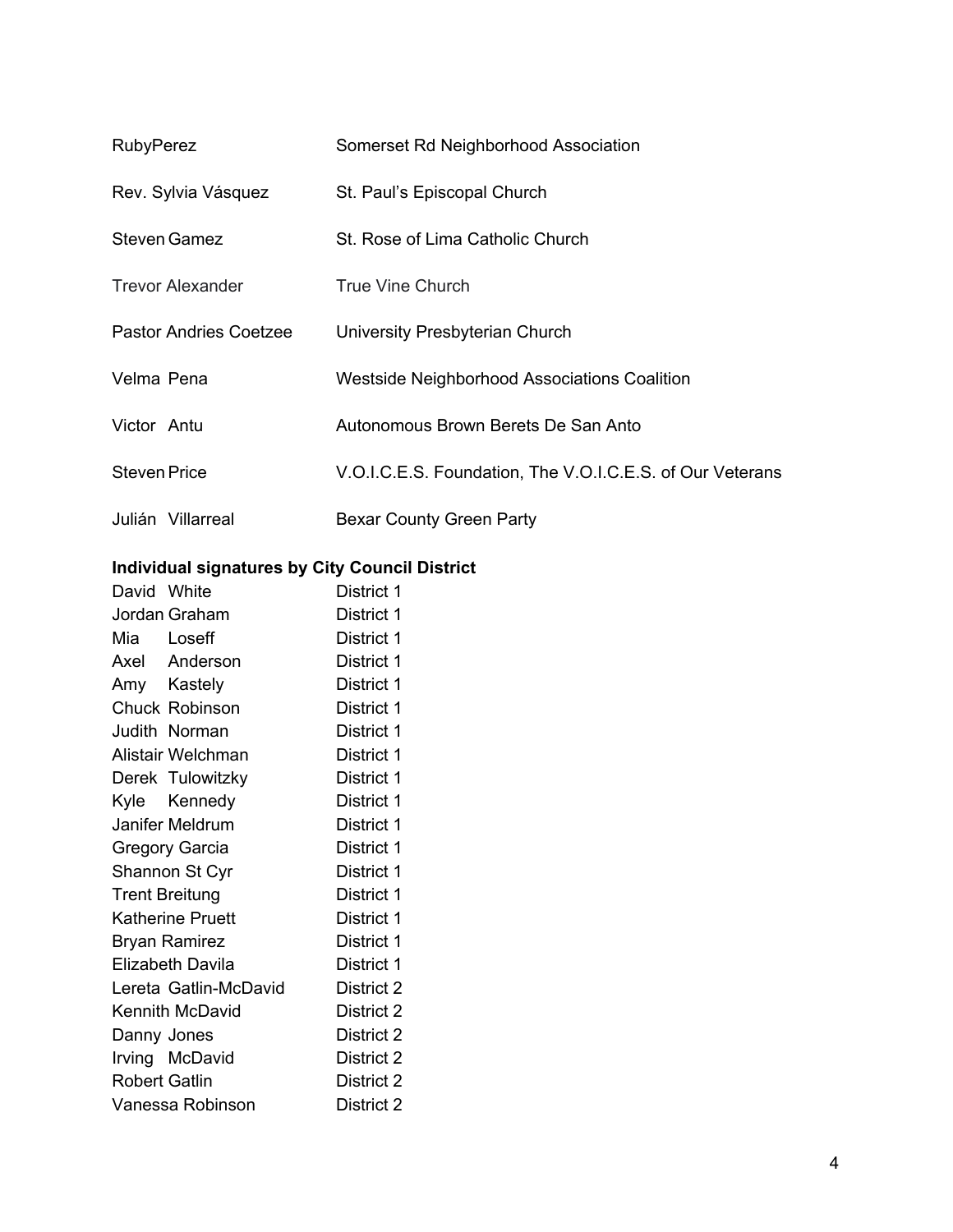| | |
|---|---|
| RubyPerez | Somerset Rd Neighborhood Association |
| Rev. Sylvia Vásquez | St. Paul's Episcopal Church |
| Steven Gamez | St. Rose of Lima Catholic Church |
| Trevor Alexander | True Vine Church |
| Pastor Andries Coetzee | University Presbyterian Church |
| Velma Pena | Westside Neighborhood Associations Coalition |
| Victor Antu | Autonomous Brown Berets De San Anto |
| Steven Price | V.O.I.C.E.S. Foundation, The V.O.I.C.E.S. of Our Veterans |
| Julián Villarreal | Bexar County Green Party |

**Individual signatures by City Council District**

| | |
|---|---|
| David White | District 1 |
| Jordan Graham | District 1 |
| Mia Loseff | District 1 |
| Axel Anderson | District 1 |
| Amy Kastely | District 1 |
| Chuck Robinson | District 1 |
| Judith Norman | District 1 |
| Alistair Welchman | District 1 |
| Derek Tulowitzky | District 1 |
| Kyle Kennedy | District 1 |
| Janifer Meldrum | District 1 |
| Gregory Garcia | District 1 |
| Shannon St Cyr | District 1 |
| Trent Breitung | District 1 |
| Katherine Pruett | District 1 |
| Bryan Ramirez | District 1 |
| Elizabeth Davila | District 1 |
| Lereta Gatlin-McDavid | District 2 |
| Kennith McDavid | District 2 |
| Danny Jones | District 2 |
| Irving McDavid | District 2 |
| Robert Gatlin | District 2 |
| Vanessa Robinson | District 2 |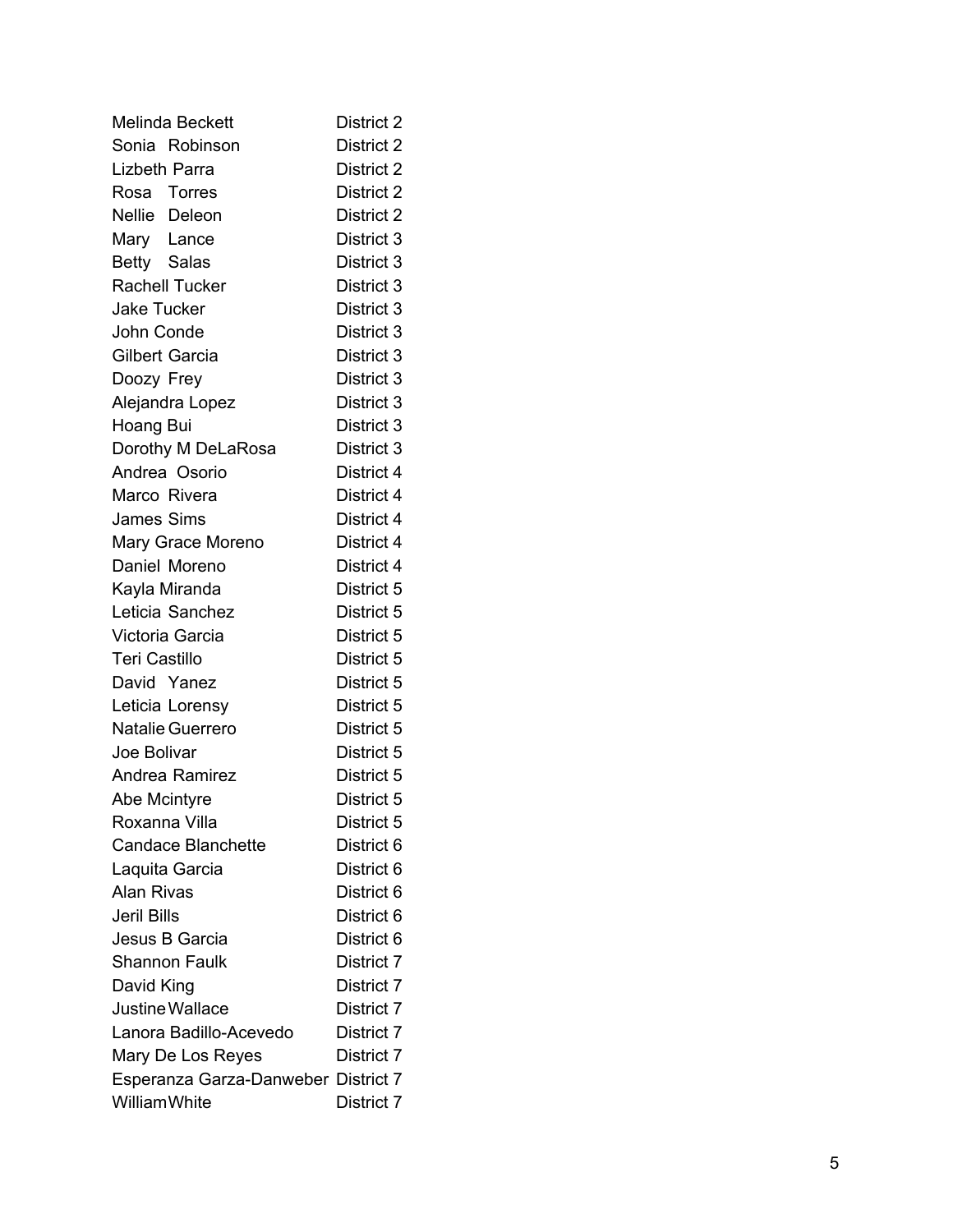| | |
|---|---|
| Melinda Beckett | District 2 |
| Sonia Robinson | District 2 |
| Lizbeth Parra | District 2 |
| Rosa Torres | District 2 |
| Nellie Deleon | District 2 |
| Mary Lance | District 3 |
| Betty Salas | District 3 |
| Rachell Tucker | District 3 |
| Jake Tucker | District 3 |
| John Conde | District 3 |
| Gilbert Garcia | District 3 |
| Doozy Frey | District 3 |
| Alejandra Lopez | District 3 |
| Hoang Bui | District 3 |
| Dorothy M DeLaRosa | District 3 |
| Andrea Osorio | District 4 |
| Marco Rivera | District 4 |
| James Sims | District 4 |
| Mary Grace Moreno | District 4 |
| Daniel Moreno | District 4 |
| Kayla Miranda | District 5 |
| Leticia Sanchez | District 5 |
| Victoria Garcia | District 5 |
| Teri Castillo | District 5 |
| David Yanez | District 5 |
| Leticia Lorensy | District 5 |
| Natalie Guerrero | District 5 |
| Joe Bolivar | District 5 |
| Andrea Ramirez | District 5 |
| Abe Mcintyre | District 5 |
| Roxanna Villa | District 5 |
| Candace Blanchette | District 6 |
| Laquita Garcia | District 6 |
| Alan Rivas | District 6 |
| Jeril Bills | District 6 |
| Jesus B Garcia | District 6 |
| Shannon Faulk | District 7 |
| David King | District 7 |
| Justine Wallace | District 7 |
| Lanora Badillo-Acevedo | District 7 |
| Mary De Los Reyes | District 7 |
| Esperanza Garza-Danweber | District 7 |
| William White | District 7 |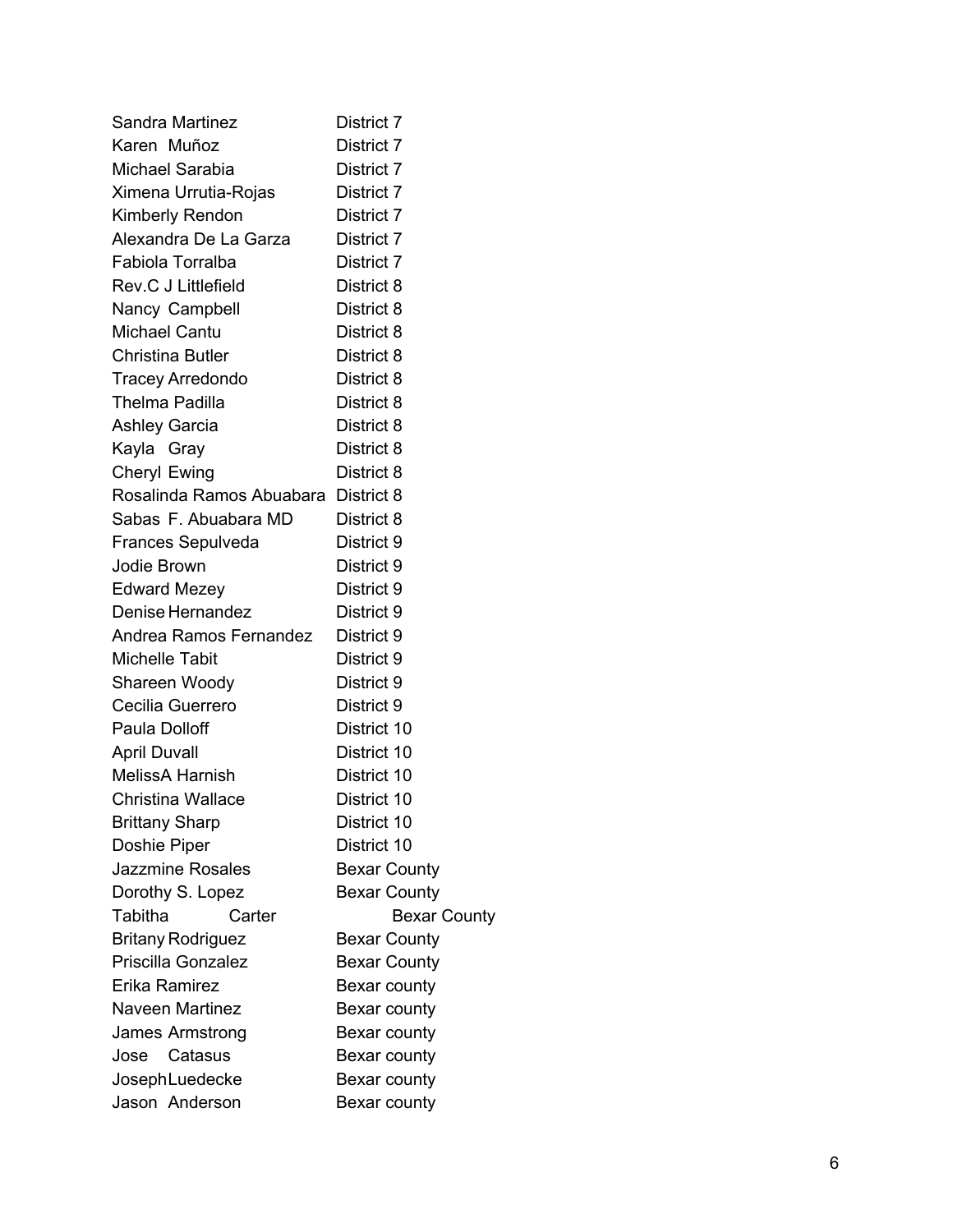| | |
|---|---|
| Sandra Martinez | District 7 |
| Karen Muñoz | District 7 |
| Michael Sarabia | District 7 |
| Ximena Urrutia-Rojas | District 7 |
| Kimberly Rendon | District 7 |
| Alexandra De La Garza | District 7 |
| Fabiola Torralba | District 7 |
| Rev.C J Littlefield | District 8 |
| Nancy Campbell | District 8 |
| Michael Cantu | District 8 |
| Christina Butler | District 8 |
| Tracey Arredondo | District 8 |
| Thelma Padilla | District 8 |
| Ashley Garcia | District 8 |
| Kayla Gray | District 8 |
| Cheryl Ewing | District 8 |
| Rosalinda Ramos Abuabara | District 8 |
| Sabas F. Abuabara MD | District 8 |
| Frances Sepulveda | District 9 |
| Jodie Brown | District 9 |
| Edward Mezey | District 9 |
| Denise Hernandez | District 9 |
| Andrea Ramos Fernandez | District 9 |
| Michelle Tabit | District 9 |
| Shareen Woody | District 9 |
| Cecilia Guerrero | District 9 |
| Paula Dolloff | District 10 |
| April Duvall | District 10 |
| MelissA Harnish | District 10 |
| Christina Wallace | District 10 |
| Brittany Sharp | District 10 |
| Doshie Piper | District 10 |
| Jazzmine Rosales | Bexar County |
| Dorothy S. Lopez | Bexar County |
| Tabitha Carter | Bexar County |
| Britany Rodriguez | Bexar County |
| Priscilla Gonzalez | Bexar County |
| Erika Ramirez | Bexar county |
| Naveen Martinez | Bexar county |
| James Armstrong | Bexar county |
| Jose Catasus | Bexar county |
| Joseph Luedecke | Bexar county |
| Jason Anderson | Bexar county |